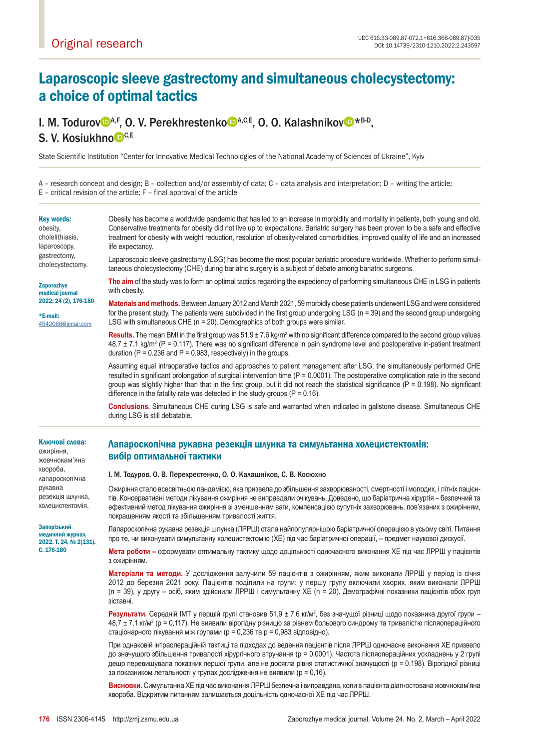Original research

UDC 616.33-089.87-072.1+616.366-089.87]-035
DOI: 10.14739/2310-1210.2022.2.243597

# Laparoscopic sleeve gastrectomy and simultaneous cholecystectomy: a choice of optimal tactics

I. M. Todurov[A,F], O. V. Perekhrestenko[A,C,E], O. O. Kalashnikov*[B-D], S. V. Kosiukhno[C,E]

State Scientific Institution "Center for Innovative Medical Technologies of the National Academy of Sciences of Ukraine", Kyiv

A – research concept and design; B – collection and/or assembly of data; C – data analysis and interpretation; D – writing the article; E – critical revision of the article; F – final approval of the article

**Key words:** obesity, cholelithiasis, laparoscopy, gastrectomy, cholecystectomy.

**Zaporozhye medical journal 2022; 24 (2), 176-180**

***E-mail:** 4542086@gmail.com

Obesity has become a worldwide pandemic that has led to an increase in morbidity and mortality in patients, both young and old. Conservative treatments for obesity did not live up to expectations. Bariatric surgery has been proven to be a safe and effective treatment for obesity with weight reduction, resolution of obesity-related comorbidities, improved quality of life and an increased life expectancy.

Laparoscopic sleeve gastrectomy (LSG) has become the most popular bariatric procedure worldwide. Whether to perform simultaneous cholecystectomy (CHE) during bariatric surgery is a subject of debate among bariatric surgeons.

**The aim** of the study was to form an optimal tactics regarding the expediency of performing simultaneous CHE in LSG in patients with obesity.

**Materials and methods.** Between January 2012 and March 2021, 59 morbidly obese patients underwent LSG and were considered for the present study. The patients were subdivided in the first group undergoing LSG (n = 39) and the second group undergoing LSG with simultaneous CHE (n = 20). Demographics of both groups were similar.

**Results.** The mean BMI in the first group was 51.9 ± 7.6 kg/m$^2$ with no significant difference compared to the second group values 48.7 ± 7.1 kg/m$^2$ (P = 0.117). There was no significant difference in pain syndrome level and postoperative in-patient treatment duration (P = 0.236 and P = 0.983, respectively) in the groups.

Assuming equal intraoperative tactics and approaches to patient management after LSG, the simultaneously performed CHE resulted in significant prolongation of surgical intervention time (P = 0.0001). The postoperative complication rate in the second group was slightly higher than that in the first group, but it did not reach the statistical significance (P = 0.198). No significant difference in the fatality rate was detected in the study groups (P = 0.16).

**Conclusions.** Simultaneous CHE during LSG is safe and warranted when indicated in gallstone disease. Simultaneous CHE during LSG is still debatable.

**Ключові слова:** ожиріння, жовчнокам'яна хвороба, лапароскопічна рукавна резекція шлунка, холецистектомія.

**Запорізький медичний журнал. 2022. Т. 24, № 2(131). С. 176-180**

## Лапароскопічна рукавна резекція шлунка та симультанна холецистектомія: вибір оптимальної тактики

**І. М. Тодуров, О. В. Перехрестенко, О. О. Калашніков, С. В. Косюхно**

Ожиріння стало всесвітньою пандемією, яка призвела до збільшення захворюваності, смертності і молодих, і літніх пацієнтів. Консервативні методи лікування ожиріння не виправдали очікувань. Доведено, що баріатрична хірургія – безпечний та ефективний метод лікування ожиріння зі зменшенням ваги, компенсацією супутніх захворювань, пов'язаних з ожирінням, покращенням якості та збільшенням тривалості життя.

Лапароскопічна рукавна резекція шлунка (ЛРРШ) стала найпопулярнішою баріатричної операцією в усьому світі. Питання про те, чи виконувати симультанну холецистектомію (ХЕ) під час баріатричної операції, – предмет наукової дискусії.

**Мета роботи –** сформувати оптимальну тактику щодо доцільності одночасного виконання ХЕ під час ЛРРШ у пацієнтів з ожирінням.

**Матеріали та методи.** У дослідження залучили 59 пацієнтів з ожирінням, яким виконали ЛРРШ у період із січня 2012 до березня 2021 року. Пацієнтів поділили на групи: у першу групу включили хворих, яким виконали ЛРРШ (n = 39), у другу – осіб, яким здійснили ЛРРШ і симультанну ХЕ (n = 20). Демографічні показники пацієнтів обох груп зіставні.

**Результати.** Середній ІМТ у першій групі становив 51,9 ± 7,6 кг/м$^2$, без значущої різниці щодо показника другої групи – 48,7 ± 7,1 кг/м$^2$ (p = 0,117). Не виявили вірогідну різницю за рівнем больового синдрому та тривалістю післяопераційного стаціонарного лікування між групами (p = 0,236 та p = 0,983 відповідно).

При однаковій інтраопераційній тактиці та підходах до ведення пацієнтів після ЛРРШ одночасне виконання ХЕ призвело до значущого збільшення тривалості хірургічного втручання (p = 0,0001). Частота післяопераційних ускладнень у 2 групі дещо перевищувала показник першої групи, але не досягла рівня статистичної значущості (p = 0,198). Вірогідної різниці за показником летальності у групах дослідження не виявили (p = 0,16).

**Висновки.** Симультанна ХЕ під час виконання ЛРРШ безпечна і виправдана, коли в пацієнта діагностована жовчнокам'яна хвороба. Відкритим питанням залишається доцільність одночасної ХЕ під час ЛРРШ.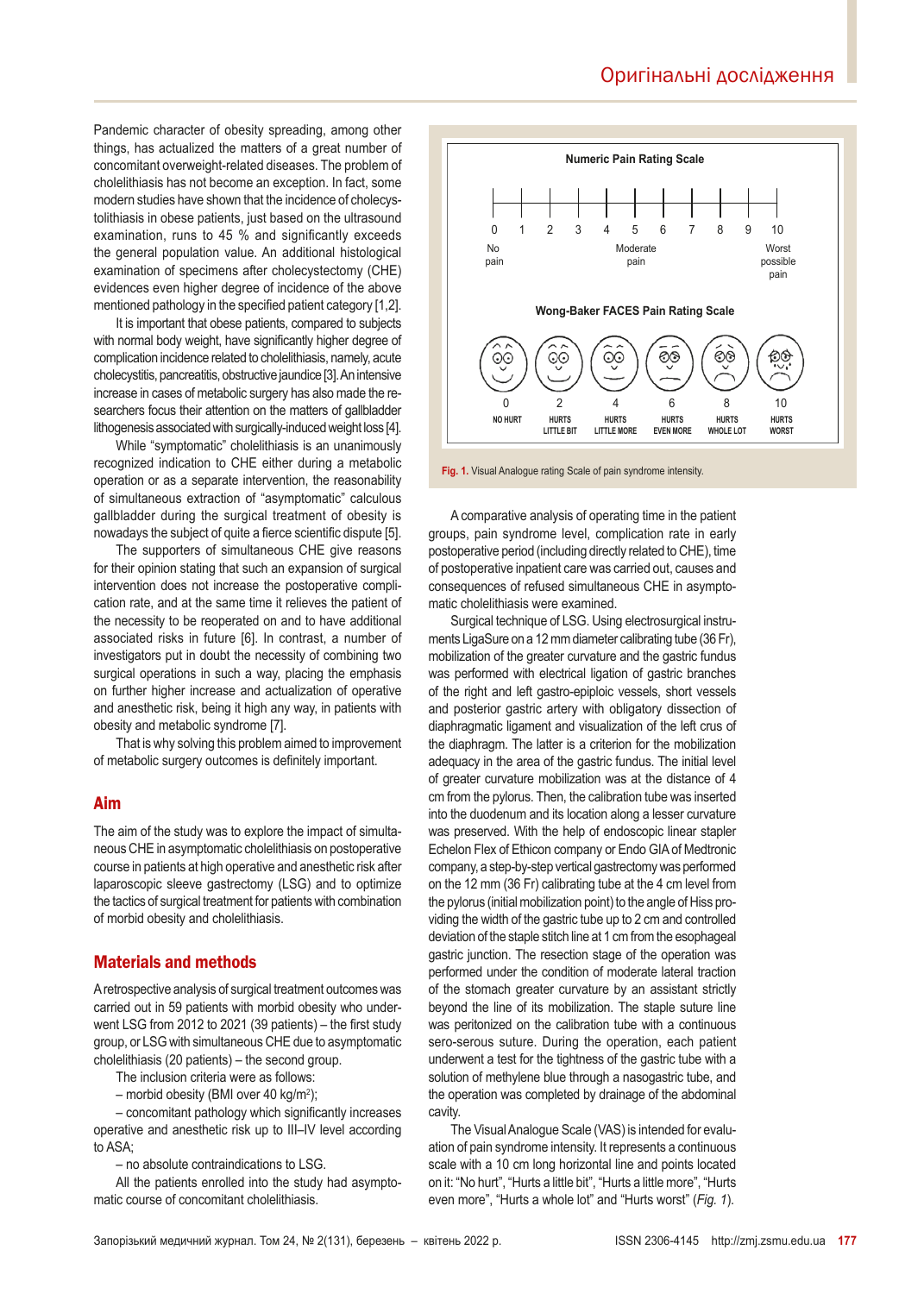Pandemic character of obesity spreading, among other things, has actualized the matters of a great number of concomitant overweight-related diseases. The problem of cholelithiasis has not become an exception. In fact, some modern studies have shown that the incidence of cholecystolithiasis in obese patients, just based on the ultrasound examination, runs to 45 % and significantly exceeds the general population value. An additional histological examination of specimens after cholecystectomy (CHE) evidences even higher degree of incidence of the above mentioned pathology in the specified patient category [1,2].

It is important that obese patients, compared to subjects with normal body weight, have significantly higher degree of complication incidence related to cholelithiasis, namely, acute cholecystitis, pancreatitis, obstructive jaundice [3]. An intensive increase in cases of metabolic surgery has also made the researchers focus their attention on the matters of gallbladder lithogenesis associated with surgically-induced weight loss [4].

While "symptomatic" cholelithiasis is an unanimously recognized indication to CHE either during a metabolic operation or as a separate intervention, the reasonability of simultaneous extraction of "asymptomatic" calculous gallbladder during the surgical treatment of obesity is nowadays the subject of quite a fierce scientific dispute [5].

The supporters of simultaneous CHE give reasons for their opinion stating that such an expansion of surgical intervention does not increase the postoperative complication rate, and at the same time it relieves the patient of the necessity to be reoperated on and to have additional associated risks in future [6]. In contrast, a number of investigators put in doubt the necessity of combining two surgical operations in such a way, placing the emphasis on further higher increase and actualization of operative and anesthetic risk, being it high any way, in patients with obesity and metabolic syndrome [7].

That is why solving this problem aimed to improvement of metabolic surgery outcomes is definitely important.

## Aim

The aim of the study was to explore the impact of simultaneous CHE in asymptomatic cholelithiasis on postoperative course in patients at high operative and anesthetic risk after laparoscopic sleeve gastrectomy (LSG) and to optimize the tactics of surgical treatment for patients with combination of morbid obesity and cholelithiasis.

## Materials and methods

A retrospective analysis of surgical treatment outcomes was carried out in 59 patients with morbid obesity who underwent LSG from 2012 to 2021 (39 patients) – the first study group, or LSG with simultaneous CHE due to asymptomatic cholelithiasis (20 patients) – the second group.

The inclusion criteria were as follows:

– morbid obesity (BMI over 40 kg/m$^2$);

– concomitant pathology which significantly increases operative and anesthetic risk up to III–IV level according to ASA;

– no absolute contraindications to LSG.

All the patients enrolled into the study had asymptomatic course of concomitant cholelithiasis.

Numeric Pain Rating Scale

0 1 2 3 4 5 6 7 8 9 10

No pain — Moderate pain — Worst possible pain

Wong-Baker FACES Pain Rating Scale

0 NO HURT
2 HURTS LITTLE BIT
4 HURTS LITTLE MORE
6 HURTS EVEN MORE
8 HURTS WHOLE LOT
10 HURTS WORST

**Fig. 1.** Visual Analogue rating Scale of pain syndrome intensity.

A comparative analysis of operating time in the patient groups, pain syndrome level, complication rate in early postoperative period (including directly related to CHE), time of postoperative inpatient care was carried out, causes and consequences of refused simultaneous CHE in asymptomatic cholelithiasis were examined.

Surgical technique of LSG. Using electrosurgical instruments LigaSure on a 12 mm diameter calibrating tube (36 Fr), mobilization of the greater curvature and the gastric fundus was performed with electrical ligation of gastric branches of the right and left gastro-epiploic vessels, short vessels and posterior gastric artery with obligatory dissection of diaphragmatic ligament and visualization of the left crus of the diaphragm. The latter is a criterion for the mobilization adequacy in the area of the gastric fundus. The initial level of greater curvature mobilization was at the distance of 4 cm from the pylorus. Then, the calibration tube was inserted into the duodenum and its location along a lesser curvature was preserved. With the help of endoscopic linear stapler Echelon Flex of Ethicon company or Endo GIA of Medtronic company, a step-by-step vertical gastrectomy was performed on the 12 mm (36 Fr) calibrating tube at the 4 cm level from the pylorus (initial mobilization point) to the angle of Hiss providing the width of the gastric tube up to 2 cm and controlled deviation of the staple stitch line at 1 cm from the esophageal gastric junction. The resection stage of the operation was performed under the condition of moderate lateral traction of the stomach greater curvature by an assistant strictly beyond the line of its mobilization. The staple suture line was peritonized on the calibration tube with a continuous sero-serous suture. During the operation, each patient underwent a test for the tightness of the gastric tube with a solution of methylene blue through a nasogastric tube, and the operation was completed by drainage of the abdominal cavity.

The Visual Analogue Scale (VAS) is intended for evaluation of pain syndrome intensity. It represents a continuous scale with a 10 cm long horizontal line and points located on it: "No hurt", "Hurts a little bit", "Hurts a little more", "Hurts even more", "Hurts a whole lot" and "Hurts worst" (*Fig. 1*).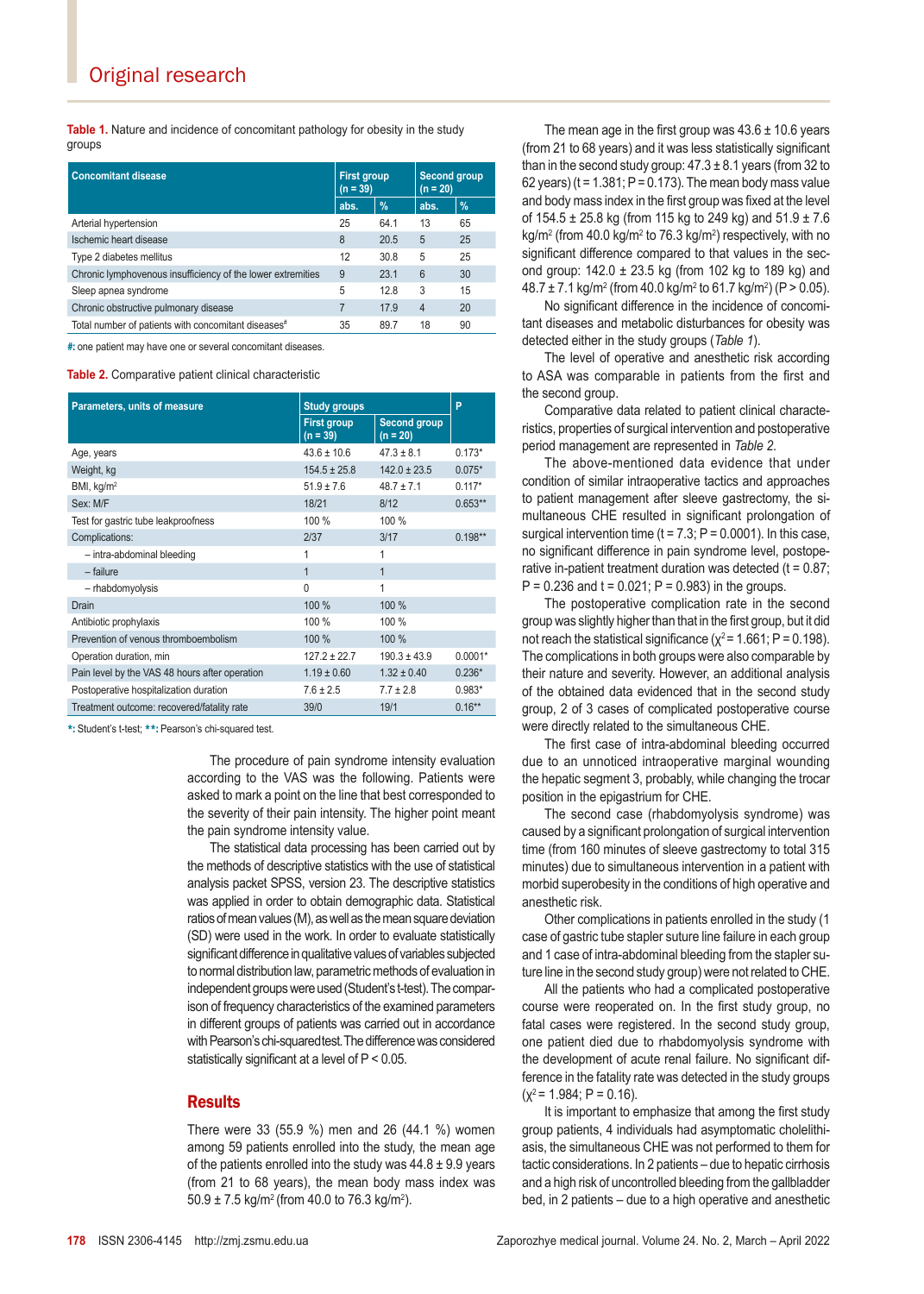**Table 1.** Nature and incidence of concomitant pathology for obesity in the study groups

| Concomitant disease | First group (n = 39) | | Second group (n = 20) | |
|---|---|---|---|---|
| | abs. | % | abs. | % |
| Arterial hypertension | 25 | 64.1 | 13 | 65 |
| Ischemic heart disease | 8 | 20.5 | 5 | 25 |
| Type 2 diabetes mellitus | 12 | 30.8 | 5 | 25 |
| Chronic lymphovenous insufficiency of the lower extremities | 9 | 23.1 | 6 | 30 |
| Sleep apnea syndrome | 5 | 12.8 | 3 | 15 |
| Chronic obstructive pulmonary disease | 7 | 17.9 | 4 | 20 |
| Total number of patients with concomitant diseases# | 35 | 89.7 | 18 | 90 |

#: one patient may have one or several concomitant diseases.

**Table 2.** Comparative patient clinical characteristic

| Parameters, units of measure | Study groups | | P |
|---|---|---|---|
| | First group (n = 39) | Second group (n = 20) | |
| Age, years | 43.6 ± 10.6 | 47.3 ± 8.1 | 0.173* |
| Weight, kg | 154.5 ± 25.8 | 142.0 ± 23.5 | 0.075* |
| BMI, kg/m$^2$ | 51.9 ± 7.6 | 48.7 ± 7.1 | 0.117* |
| Sex: M/F | 18/21 | 8/12 | 0.653** |
| Test for gastric tube leakproofness | 100 % | 100 % | |
| Complications: | 2/37 | 3/17 | 0.198** |
| – intra-abdominal bleeding | 1 | 1 | |
| – failure | 1 | 1 | |
| – rhabdomyolysis | 0 | 1 | |
| Drain | 100 % | 100 % | |
| Antibiotic prophylaxis | 100 % | 100 % | |
| Prevention of venous thromboembolism | 100 % | 100 % | |
| Operation duration, min | 127.2 ± 22.7 | 190.3 ± 43.9 | 0.0001* |
| Pain level by the VAS 48 hours after operation | 1.19 ± 0.60 | 1.32 ± 0.40 | 0.236* |
| Postoperative hospitalization duration | 7.6 ± 2.5 | 7.7 ± 2.8 | 0.983* |
| Treatment outcome: recovered/fatality rate | 39/0 | 19/1 | 0.16** |

*: Student's t-test; **: Pearson's chi-squared test.

The procedure of pain syndrome intensity evaluation according to the VAS was the following. Patients were asked to mark a point on the line that best corresponded to the severity of their pain intensity. The higher point meant the pain syndrome intensity value.

The statistical data processing has been carried out by the methods of descriptive statistics with the use of statistical analysis packet SPSS, version 23. The descriptive statistics was applied in order to obtain demographic data. Statistical ratios of mean values (M), as well as the mean square deviation (SD) were used in the work. In order to evaluate statistically significant difference in qualitative values of variables subjected to normal distribution law, parametric methods of evaluation in independent groups were used (Student's t-test). The comparison of frequency characteristics of the examined parameters in different groups of patients was carried out in accordance with Pearson's chi-squared test. The difference was considered statistically significant at a level of $P < 0.05$.

## Results

There were 33 (55.9 %) men and 26 (44.1 %) women among 59 patients enrolled into the study, the mean age of the patients enrolled into the study was 44.8 ± 9.9 years (from 21 to 68 years), the mean body mass index was 50.9 ± 7.5 kg/m$^2$ (from 40.0 to 76.3 kg/m$^2$).

The mean age in the first group was 43.6 ± 10.6 years (from 21 to 68 years) and it was less statistically significant than in the second study group: 47.3 ± 8.1 years (from 32 to 62 years) ($t = 1.381$; $P = 0.173$). The mean body mass value and body mass index in the first group was fixed at the level of 154.5 ± 25.8 kg (from 115 kg to 249 kg) and 51.9 ± 7.6 kg/m$^2$ (from 40.0 kg/m$^2$ to 76.3 kg/m$^2$) respectively, with no significant difference compared to that values in the second group: 142.0 ± 23.5 kg (from 102 kg to 189 kg) and 48.7 ± 7.1 kg/m$^2$ (from 40.0 kg/m$^2$ to 61.7 kg/m$^2$) ($P > 0.05$).

No significant difference in the incidence of concomitant diseases and metabolic disturbances for obesity was detected either in the study groups (*Table 1*).

The level of operative and anesthetic risk according to ASA was comparable in patients from the first and the second group.

Comparative data related to patient clinical characteristics, properties of surgical intervention and postoperative period management are represented in *Table 2*.

The above-mentioned data evidence that under condition of similar intraoperative tactics and approaches to patient management after sleeve gastrectomy, the simultaneous CHE resulted in significant prolongation of surgical intervention time ($t = 7.3$; $P = 0.0001$). In this case, no significant difference in pain syndrome level, postoperative in-patient treatment duration was detected ($t = 0.87$; $P = 0.236$ and $t = 0.021$; $P = 0.983$) in the groups.

The postoperative complication rate in the second group was slightly higher than that in the first group, but it did not reach the statistical significance ($\chi^2 = 1.661$; $P = 0.198$). The complications in both groups were also comparable by their nature and severity. However, an additional analysis of the obtained data evidenced that in the second study group, 2 of 3 cases of complicated postoperative course were directly related to the simultaneous CHE.

The first case of intra-abdominal bleeding occurred due to an unnoticed intraoperative marginal wounding the hepatic segment 3, probably, while changing the trocar position in the epigastrium for CHE.

The second case (rhabdomyolysis syndrome) was caused by a significant prolongation of surgical intervention time (from 160 minutes of sleeve gastrectomy to total 315 minutes) due to simultaneous intervention in a patient with morbid superobesity in the conditions of high operative and anesthetic risk.

Other complications in patients enrolled in the study (1 case of gastric tube stapler suture line failure in each group and 1 case of intra-abdominal bleeding from the stapler suture line in the second study group) were not related to CHE.

All the patients who had a complicated postoperative course were reoperated on. In the first study group, no fatal cases were registered. In the second study group, one patient died due to rhabdomyolysis syndrome with the development of acute renal failure. No significant difference in the fatality rate was detected in the study groups ($\chi^2 = 1.984$; $P = 0.16$).

It is important to emphasize that among the first study group patients, 4 individuals had asymptomatic cholelithiasis, the simultaneous CHE was not performed to them for tactic considerations. In 2 patients – due to hepatic cirrhosis and a high risk of uncontrolled bleeding from the gallbladder bed, in 2 patients – due to a high operative and anesthetic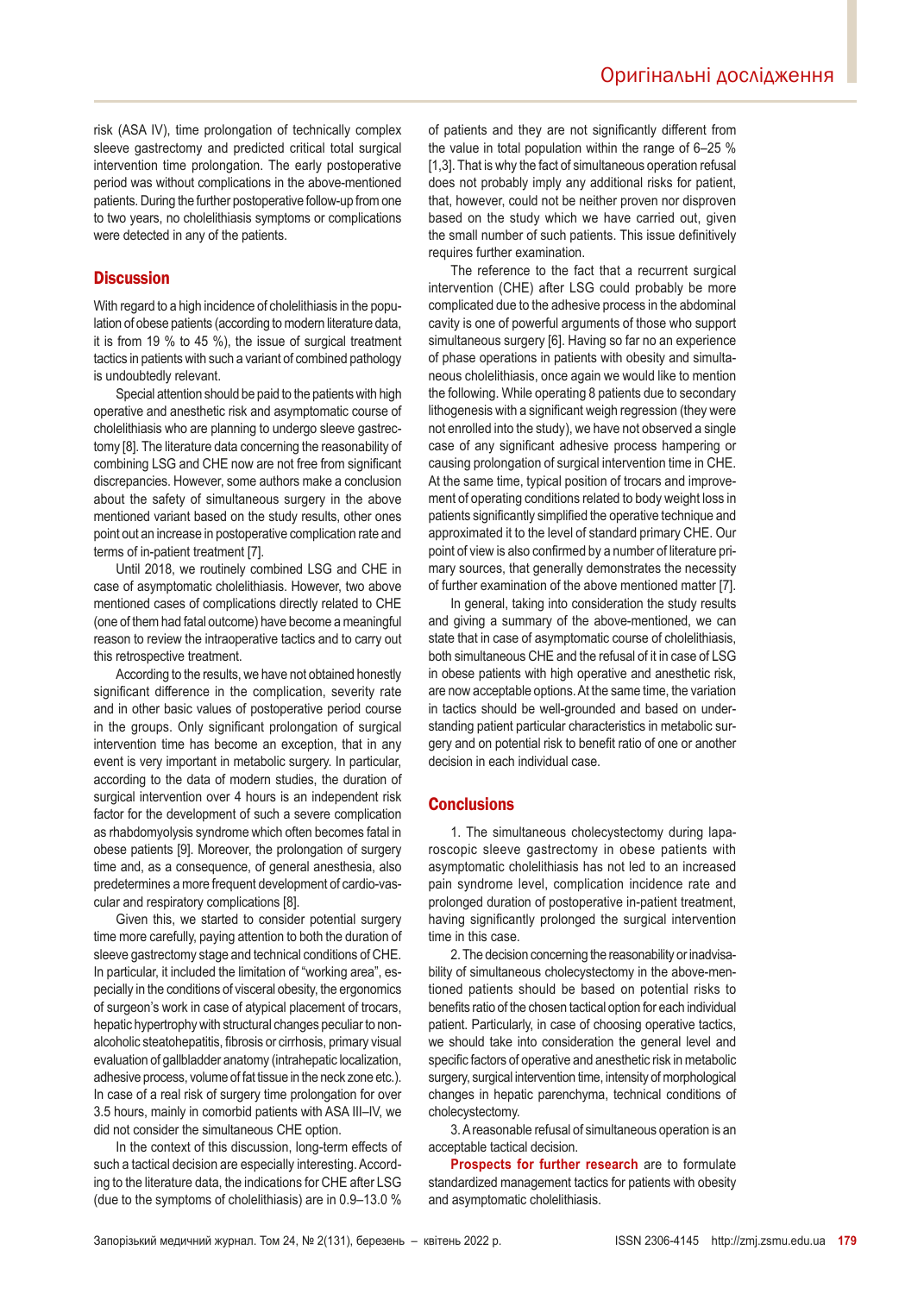risk (ASA IV), time prolongation of technically complex sleeve gastrectomy and predicted critical total surgical intervention time prolongation. The early postoperative period was without complications in the above-mentioned patients. During the further postoperative follow-up from one to two years, no cholelithiasis symptoms or complications were detected in any of the patients.

## Discussion

With regard to a high incidence of cholelithiasis in the population of obese patients (according to modern literature data, it is from 19 % to 45 %), the issue of surgical treatment tactics in patients with such a variant of combined pathology is undoubtedly relevant.

Special attention should be paid to the patients with high operative and anesthetic risk and asymptomatic course of cholelithiasis who are planning to undergo sleeve gastrectomy [8]. The literature data concerning the reasonability of combining LSG and CHE now are not free from significant discrepancies. However, some authors make a conclusion about the safety of simultaneous surgery in the above mentioned variant based on the study results, other ones point out an increase in postoperative complication rate and terms of in-patient treatment [7].

Until 2018, we routinely combined LSG and CHE in case of asymptomatic cholelithiasis. However, two above mentioned cases of complications directly related to CHE (one of them had fatal outcome) have become a meaningful reason to review the intraoperative tactics and to carry out this retrospective treatment.

According to the results, we have not obtained honestly significant difference in the complication, severity rate and in other basic values of postoperative period course in the groups. Only significant prolongation of surgical intervention time has become an exception, that in any event is very important in metabolic surgery. In particular, according to the data of modern studies, the duration of surgical intervention over 4 hours is an independent risk factor for the development of such a severe complication as rhabdomyolysis syndrome which often becomes fatal in obese patients [9]. Moreover, the prolongation of surgery time and, as a consequence, of general anesthesia, also predetermines a more frequent development of cardio-vascular and respiratory complications [8].

Given this, we started to consider potential surgery time more carefully, paying attention to both the duration of sleeve gastrectomy stage and technical conditions of CHE. In particular, it included the limitation of "working area", especially in the conditions of visceral obesity, the ergonomics of surgeon's work in case of atypical placement of trocars, hepatic hypertrophy with structural changes peculiar to non-alcoholic steatohepatitis, fibrosis or cirrhosis, primary visual evaluation of gallbladder anatomy (intrahepatic localization, adhesive process, volume of fat tissue in the neck zone etc.). In case of a real risk of surgery time prolongation for over 3.5 hours, mainly in comorbid patients with ASA III–IV, we did not consider the simultaneous CHE option.

In the context of this discussion, long-term effects of such a tactical decision are especially interesting. According to the literature data, the indications for CHE after LSG (due to the symptoms of cholelithiasis) are in 0.9–13.0 % of patients and they are not significantly different from the value in total population within the range of 6–25 % [1,3]. That is why the fact of simultaneous operation refusal does not probably imply any additional risks for patient, that, however, could not be neither proven nor disproven based on the study which we have carried out, given the small number of such patients. This issue definitively requires further examination.

The reference to the fact that a recurrent surgical intervention (CHE) after LSG could probably be more complicated due to the adhesive process in the abdominal cavity is one of powerful arguments of those who support simultaneous surgery [6]. Having so far no an experience of phase operations in patients with obesity and simultaneous cholelithiasis, once again we would like to mention the following. While operating 8 patients due to secondary lithogenesis with a significant weigh regression (they were not enrolled into the study), we have not observed a single case of any significant adhesive process hampering or causing prolongation of surgical intervention time in CHE. At the same time, typical position of trocars and improvement of operating conditions related to body weight loss in patients significantly simplified the operative technique and approximated it to the level of standard primary CHE. Our point of view is also confirmed by a number of literature primary sources, that generally demonstrates the necessity of further examination of the above mentioned matter [7].

In general, taking into consideration the study results and giving a summary of the above-mentioned, we can state that in case of asymptomatic course of cholelithiasis, both simultaneous CHE and the refusal of it in case of LSG in obese patients with high operative and anesthetic risk, are now acceptable options. At the same time, the variation in tactics should be well-grounded and based on understanding patient particular characteristics in metabolic surgery and on potential risk to benefit ratio of one or another decision in each individual case.

## Conclusions

1. The simultaneous cholecystectomy during laparoscopic sleeve gastrectomy in obese patients with asymptomatic cholelithiasis has not led to an increased pain syndrome level, complication incidence rate and prolonged duration of postoperative in-patient treatment, having significantly prolonged the surgical intervention time in this case.

2. The decision concerning the reasonability or inadvisability of simultaneous cholecystectomy in the above-mentioned patients should be based on potential risks to benefits ratio of the chosen tactical option for each individual patient. Particularly, in case of choosing operative tactics, we should take into consideration the general level and specific factors of operative and anesthetic risk in metabolic surgery, surgical intervention time, intensity of morphological changes in hepatic parenchyma, technical conditions of cholecystectomy.

3. A reasonable refusal of simultaneous operation is an acceptable tactical decision.

**Prospects for further research** are to formulate standardized management tactics for patients with obesity and asymptomatic cholelithiasis.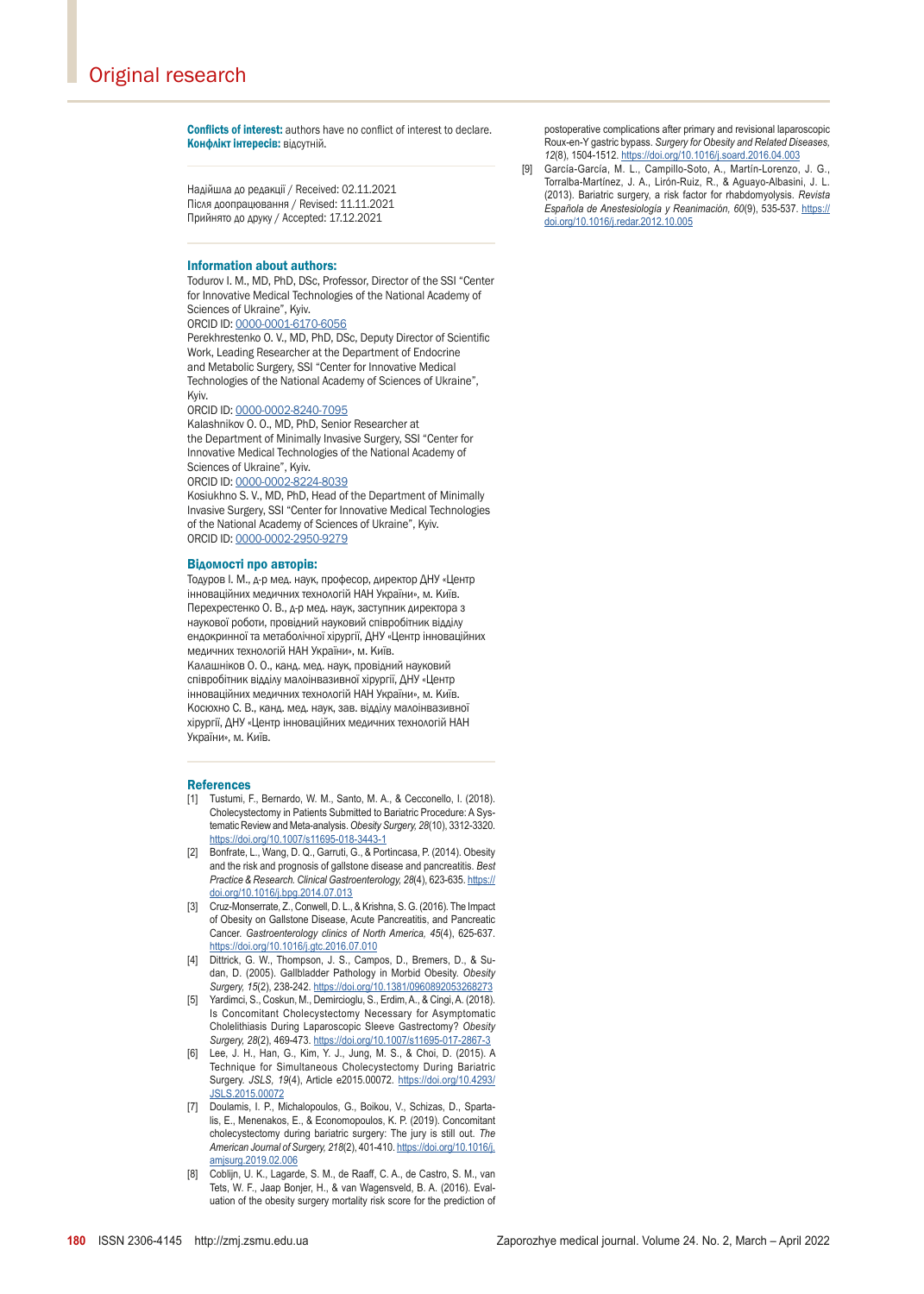**Conflicts of interest:** authors have no conflict of interest to declare.
**Конфлікт інтересів:** відсутній.

Надійшла до редакції / Received: 02.11.2021
Після доопрацювання / Revised: 11.11.2021
Прийнято до друку / Accepted: 17.12.2021

### Information about authors:

Todurov I. M., MD, PhD, DSc, Professor, Director of the SSI "Center for Innovative Medical Technologies of the National Academy of Sciences of Ukraine", Kyiv.
ORCID ID: 0000-0001-6170-6056

Perekhrestenko O. V., MD, PhD, DSc, Deputy Director of Scientific Work, Leading Researcher at the Department of Endocrine and Metabolic Surgery, SSI "Center for Innovative Medical Technologies of the National Academy of Sciences of Ukraine", Kyiv.
ORCID ID: 0000-0002-8240-7095

Kalashnikov O. O., MD, PhD, Senior Researcher at the Department of Minimally Invasive Surgery, SSI "Center for Innovative Medical Technologies of the National Academy of Sciences of Ukraine", Kyiv.
ORCID ID: 0000-0002-8224-8039

Kosiukhno S. V., MD, PhD, Head of the Department of Minimally Invasive Surgery, SSI "Center for Innovative Medical Technologies of the National Academy of Sciences of Ukraine", Kyiv.
ORCID ID: 0000-0002-2950-9279

### Відомості про авторів:

Тодуров І. М., д-р мед. наук, професор, директор ДНУ «Центр інноваційних медичних технологій НАН України», м. Київ.
Перехрестенко О. В., д-р мед. наук, заступник директора з наукової роботи, провідний науковий співробітник відділу ендокринної та метаболічної хірургії, ДНУ «Центр інноваційних медичних технологій НАН України», м. Київ.
Калашніков О. О., канд. мед. наук, провідний науковий співробітник відділу малоінвазивної хірургії, ДНУ «Центр інноваційних медичних технологій НАН України», м. Київ.
Косюхно С. В., канд. мед. наук, зав. відділу малоінвазивної хірургії, ДНУ «Центр інноваційних медичних технологій НАН України», м. Київ.

### References

[1] Tustumi, F., Bernardo, W. M., Santo, M. A., & Cecconello, I. (2018). Cholecystectomy in Patients Submitted to Bariatric Procedure: A Systematic Review and Meta-analysis. *Obesity Surgery, 28*(10), 3312-3320. https://doi.org/10.1007/s11695-018-3443-1

[2] Bonfrate, L., Wang, D. Q., Garruti, G., & Portincasa, P. (2014). Obesity and the risk and prognosis of gallstone disease and pancreatitis. *Best Practice & Research. Clinical Gastroenterology, 28*(4), 623-635. https://doi.org/10.1016/j.bpg.2014.07.013

[3] Cruz-Monserrate, Z., Conwell, D. L., & Krishna, S. G. (2016). The Impact of Obesity on Gallstone Disease, Acute Pancreatitis, and Pancreatic Cancer. *Gastroenterology clinics of North America, 45*(4), 625-637. https://doi.org/10.1016/j.gtc.2016.07.010

[4] Dittrick, G. W., Thompson, J. S., Campos, D., Bremers, D., & Sudan, D. (2005). Gallbladder Pathology in Morbid Obesity. *Obesity Surgery, 15*(2), 238-242. https://doi.org/10.1381/0960892053268273

[5] Yardimci, S., Coskun, M., Demircioglu, S., Erdim, A., & Cingi, A. (2018). Is Concomitant Cholecystectomy Necessary for Asymptomatic Cholelithiasis During Laparoscopic Sleeve Gastrectomy? *Obesity Surgery, 28*(2), 469-473. https://doi.org/10.1007/s11695-017-2867-3

[6] Lee, J. H., Han, G., Kim, Y. J., Jung, M. S., & Choi, D. (2015). A Technique for Simultaneous Cholecystectomy During Bariatric Surgery. *JSLS, 19*(4), Article e2015.00072. https://doi.org/10.4293/JSLS.2015.00072

[7] Doulamis, I. P., Michalopoulos, G., Boikou, V., Schizas, D., Spartalis, E., Menenakos, E., & Economopoulos, K. P. (2019). Concomitant cholecystectomy during bariatric surgery: The jury is still out. *The American Journal of Surgery, 218*(2), 401-410. https://doi.org/10.1016/j.amjsurg.2019.02.006

[8] Coblijn, U. K., Lagarde, S. M., de Raaff, C. A., de Castro, S. M., van Tets, W. F., Jaap Bonjer, H., & van Wagensveld, B. A. (2016). Evaluation of the obesity surgery mortality risk score for the prediction of postoperative complications after primary and revisional laparoscopic Roux-en-Y gastric bypass. *Surgery for Obesity and Related Diseases, 12*(8), 1504-1512. https://doi.org/10.1016/j.soard.2016.04.003

[9] García-García, M. L., Campillo-Soto, A., Martín-Lorenzo, J. G., Torralba-Martínez, J. A., Lirón-Ruiz, R., & Aguayo-Albasini, J. L. (2013). Bariatric surgery, a risk factor for rhabdomyolysis. *Revista Española de Anestesiología y Reanimación, 60*(9), 535-537. https://doi.org/10.1016/j.redar.2012.10.005